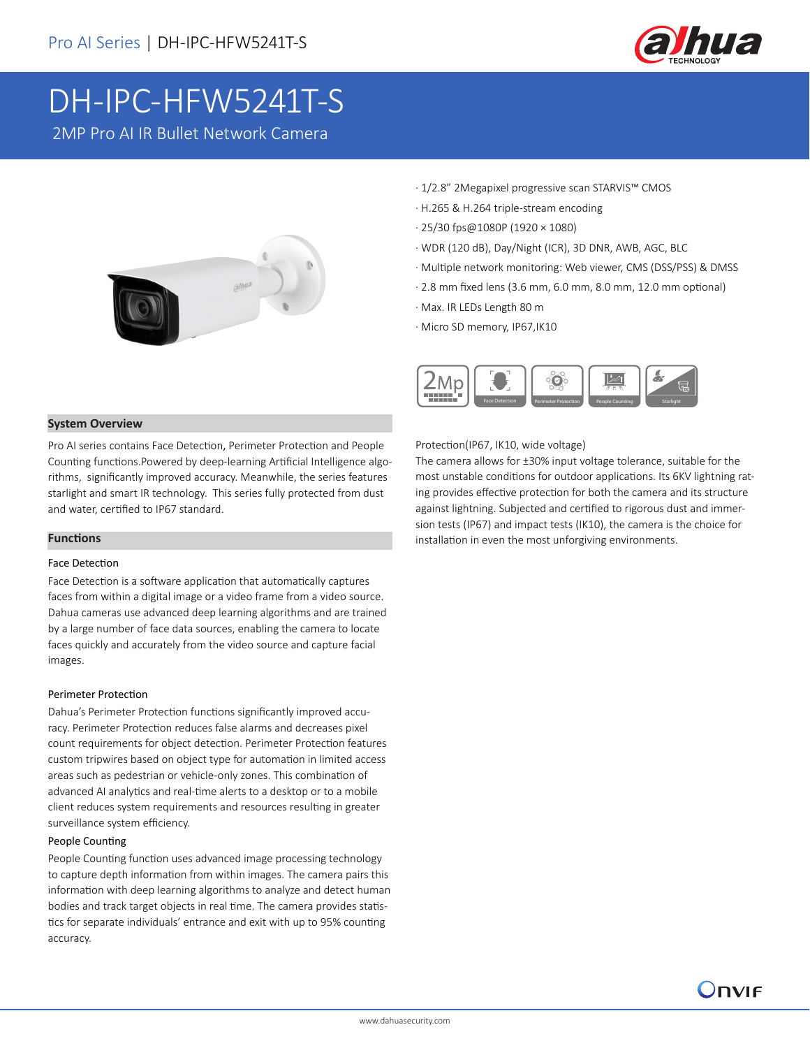# DH-IPC-HFW5241T-S

2MP Pro AI IR Bullet Network Camera

- 1/2.8" 2Megapixel progressive scan STARVIS™ CMOS
- H.265 & H.264 triple-stream encoding
- 25/30 fps@1080P (1920 × 1080)
- WDR (120 dB), Day/Night (ICR), 3D DNR, AWB, AGC, BLC
- Multiple network monitoring: Web viewer, CMS (DSS/PSS) & DMSS
- 2.8 mm fixed lens (3.6 mm, 6.0 mm, 8.0 mm, 12.0 mm optional)
- Max. IR LEDs Length 80 m
- Micro SD memory, IP67,IK10

2Mp | Face Detection | Perimeter Protection | People Counting | Starlight

## System Overview

Pro AI series contains Face Detection, Perimeter Protection and People Counting functions.Powered by deep-learning Artificial Intelligence algorithms, significantly improved accuracy. Meanwhile, the series features starlight and smart IR technology. This series fully protected from dust and water, certified to IP67 standard.

## Functions

### Face Detection

Face Detection is a software application that automatically captures faces from within a digital image or a video frame from a video source. Dahua cameras use advanced deep learning algorithms and are trained by a large number of face data sources, enabling the camera to locate faces quickly and accurately from the video source and capture facial images.

### Perimeter Protection

Dahua's Perimeter Protection functions significantly improved accuracy. Perimeter Protection reduces false alarms and decreases pixel count requirements for object detection. Perimeter Protection features custom tripwires based on object type for automation in limited access areas such as pedestrian or vehicle-only zones. This combination of advanced AI analytics and real-time alerts to a desktop or to a mobile client reduces system requirements and resources resulting in greater surveillance system efficiency.

### People Counting

People Counting function uses advanced image processing technology to capture depth information from within images. The camera pairs this information with deep learning algorithms to analyze and detect human bodies and track target objects in real time. The camera provides statistics for separate individuals' entrance and exit with up to 95% counting accuracy.

### Protection(IP67, IK10, wide voltage)

The camera allows for ±30% input voltage tolerance, suitable for the most unstable conditions for outdoor applications. Its 6KV lightning rating provides effective protection for both the camera and its structure against lightning. Subjected and certified to rigorous dust and immersion tests (IP67) and impact tests (IK10), the camera is the choice for installation in even the most unforgiving environments.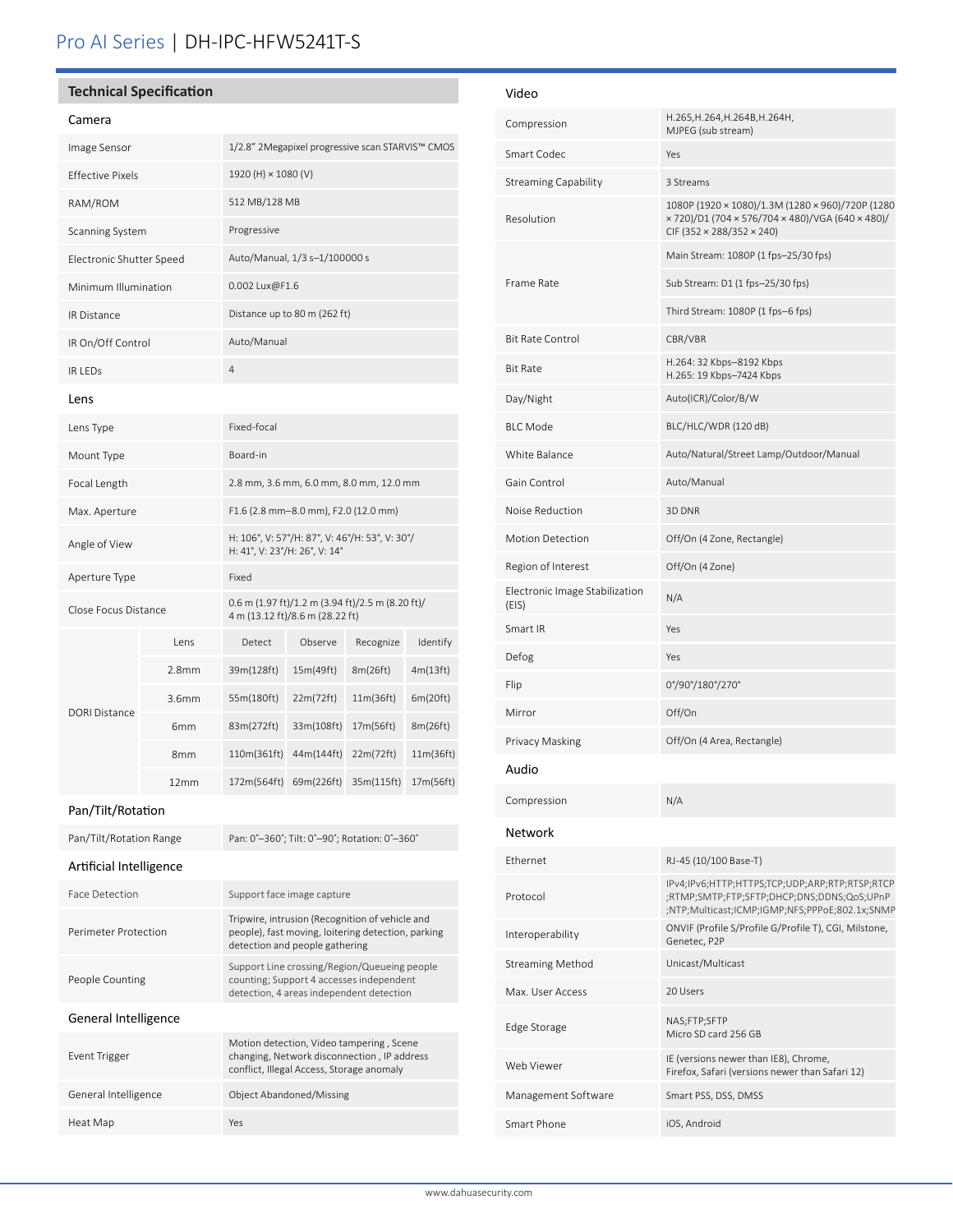# Pro AI Series | DH-IPC-HFW5241T-S

## Technical Specification

### Camera

| | |
|---|---|
| Image Sensor | 1/2.8" 2Megapixel progressive scan STARVIS™ CMOS |
| Effective Pixels | 1920 (H) × 1080 (V) |
| RAM/ROM | 512 MB/128 MB |
| Scanning System | Progressive |
| Electronic Shutter Speed | Auto/Manual, 1/3 s–1/100000 s |
| Minimum Illumination | 0.002 Lux@F1.6 |
| IR Distance | Distance up to 80 m (262 ft) |
| IR On/Off Control | Auto/Manual |
| IR LEDs | 4 |

### Lens

| | |
|---|---|
| Lens Type | Fixed-focal |
| Mount Type | Board-in |
| Focal Length | 2.8 mm, 3.6 mm, 6.0 mm, 8.0 mm, 12.0 mm |
| Max. Aperture | F1.6 (2.8 mm–8.0 mm), F2.0 (12.0 mm) |
| Angle of View | H: 106°, V: 57°/H: 87°, V: 46°/H: 53°, V: 30°/ H: 41°, V: 23°/H: 26°, V: 14° |
| Aperture Type | Fixed |
| Close Focus Distance | 0.6 m (1.97 ft)/1.2 m (3.94 ft)/2.5 m (8.20 ft)/ 4 m (13.12 ft)/8.6 m (28.22 ft) |

| DORI Distance | Lens | Detect | Observe | Recognize | Identify |
|---|---|---|---|---|---|
| | 2.8mm | 39m(128ft) | 15m(49ft) | 8m(26ft) | 4m(13ft) |
| | 3.6mm | 55m(180ft) | 22m(72ft) | 11m(36ft) | 6m(20ft) |
| | 6mm | 83m(272ft) | 33m(108ft) | 17m(56ft) | 8m(26ft) |
| | 8mm | 110m(361ft) | 44m(144ft) | 22m(72ft) | 11m(36ft) |
| | 12mm | 172m(564ft) | 69m(226ft) | 35m(115ft) | 17m(56ft) |

### Pan/Tilt/Rotation

| | |
|---|---|
| Pan/Tilt/Rotation Range | Pan: 0°–360°; Tilt: 0°–90°; Rotation: 0°–360° |

### Artificial Intelligence

| | |
|---|---|
| Face Detection | Support face image capture |
| Perimeter Protection | Tripwire, intrusion (Recognition of vehicle and people), fast moving, loitering detection, parking detection and people gathering |
| People Counting | Support Line crossing/Region/Queueing people counting; Support 4 accesses independent detection, 4 areas independent detection |

### General Intelligence

| | |
|---|---|
| Event Trigger | Motion detection, Video tampering , Scene changing, Network disconnection , IP address conflict, Illegal Access, Storage anomaly |
| General Intelligence | Object Abandoned/Missing |
| Heat Map | Yes |

### Video

| | |
|---|---|
| Compression | H.265,H.264,H.264B,H.264H, MJPEG (sub stream) |
| Smart Codec | Yes |
| Streaming Capability | 3 Streams |
| Resolution | 1080P (1920 × 1080)/1.3M (1280 × 960)/720P (1280 × 720)/D1 (704 × 576/704 × 480)/VGA (640 × 480)/ CIF (352 × 288/352 × 240) |
| Frame Rate | Main Stream: 1080P (1 fps–25/30 fps) |
| | Sub Stream: D1 (1 fps–25/30 fps) |
| | Third Stream: 1080P (1 fps–6 fps) |
| Bit Rate Control | CBR/VBR |
| Bit Rate | H.264: 32 Kbps–8192 Kbps H.265: 19 Kbps–7424 Kbps |
| Day/Night | Auto(ICR)/Color/B/W |
| BLC Mode | BLC/HLC/WDR (120 dB) |
| White Balance | Auto/Natural/Street Lamp/Outdoor/Manual |
| Gain Control | Auto/Manual |
| Noise Reduction | 3D DNR |
| Motion Detection | Off/On (4 Zone, Rectangle) |
| Region of Interest | Off/On (4 Zone) |
| Electronic Image Stabilization (EIS) | N/A |
| Smart IR | Yes |
| Defog | Yes |
| Flip | 0°/90°/180°/270° |
| Mirror | Off/On |
| Privacy Masking | Off/On (4 Area, Rectangle) |

### Audio

| | |
|---|---|
| Compression | N/A |

### Network

| | |
|---|---|
| Ethernet | RJ-45 (10/100 Base-T) |
| Protocol | IPv4;IPv6;HTTP;HTTPS;TCP;UDP;ARP;RTP;RTSP;RTCP ;RTMP;SMTP;FTP;SFTP;DHCP;DNS;DDNS;QoS;UPnP ;NTP;Multicast;ICMP;IGMP;NFS;PPPoE;802.1x;SNMP |
| Interoperability | ONVIF (Profile S/Profile G/Profile T), CGI, Milstone, Genetec, P2P |
| Streaming Method | Unicast/Multicast |
| Max. User Access | 20 Users |
| Edge Storage | NAS;FTP;SFTP Micro SD card 256 GB |
| Web Viewer | IE (versions newer than IE8), Chrome, Firefox, Safari (versions newer than Safari 12) |
| Management Software | Smart PSS, DSS, DMSS |
| Smart Phone | iOS, Android |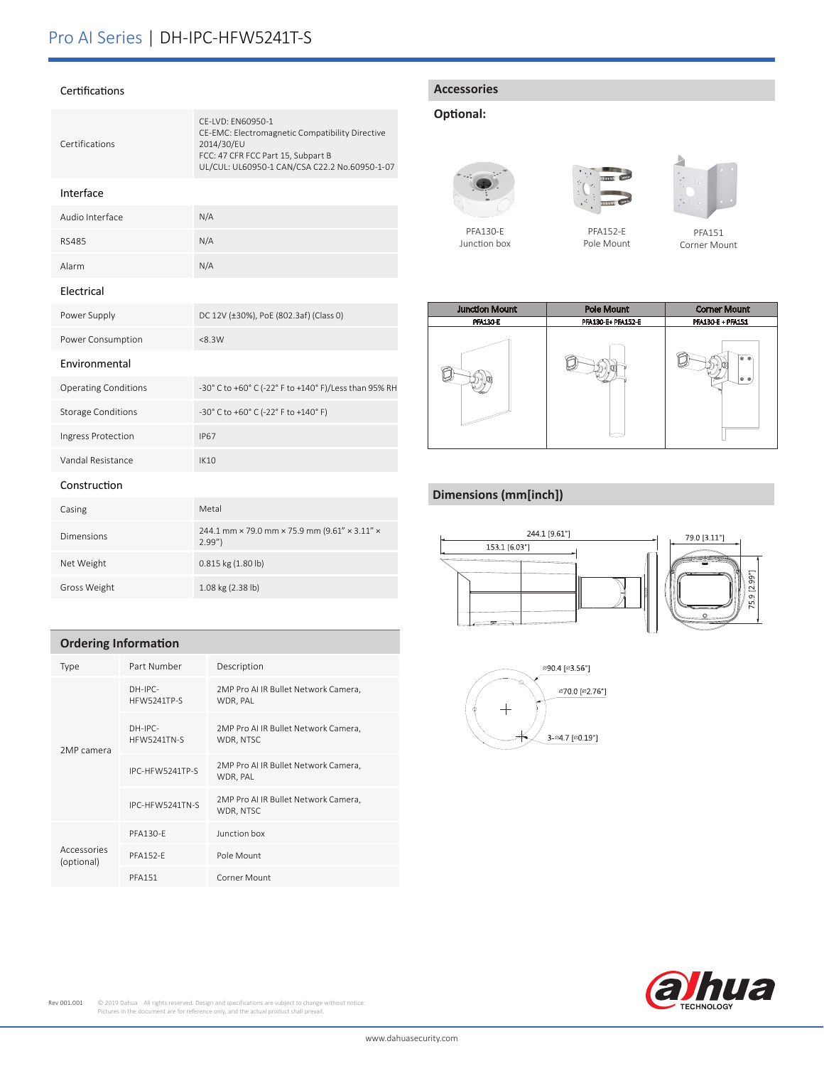# Pro AI Series | DH-IPC-HFW5241T-S

## Certifications

| | |
|---|---|
| Certifications | CE-LVD: EN60950-1<br>CE-EMC: Electromagnetic Compatibility Directive 2014/30/EU<br>FCC: 47 CFR FCC Part 15, Subpart B<br>UL/CUL: UL60950-1 CAN/CSA C22.2 No.60950-1-07 |

## Interface

| | |
|---|---|
| Audio Interface | N/A |
| RS485 | N/A |
| Alarm | N/A |

## Electrical

| | |
|---|---|
| Power Supply | DC 12V (±30%), PoE (802.3af) (Class 0) |
| Power Consumption | <8.3W |

## Environmental

| | |
|---|---|
| Operating Conditions | -30° C to +60° C (-22° F to +140° F)/Less than 95% RH |
| Storage Conditions | -30° C to +60° C (-22° F to +140° F) |
| Ingress Protection | IP67 |
| Vandal Resistance | IK10 |

## Construction

| | |
|---|---|
| Casing | Metal |
| Dimensions | 244.1 mm × 79.0 mm × 75.9 mm (9.61" × 3.11" × 2.99") |
| Net Weight | 0.815 kg (1.80 lb) |
| Gross Weight | 1.08 kg (2.38 lb) |

## Ordering Information

| Type | Part Number | Description |
|---|---|---|
| 2MP camera | DH-IPC-HFW5241TP-S | 2MP Pro AI IR Bullet Network Camera, WDR, PAL |
| | DH-IPC-HFW5241TN-S | 2MP Pro AI IR Bullet Network Camera, WDR, NTSC |
| | IPC-HFW5241TP-S | 2MP Pro AI IR Bullet Network Camera, WDR, PAL |
| | IPC-HFW5241TN-S | 2MP Pro AI IR Bullet Network Camera, WDR, NTSC |
| Accessories (optional) | PFA130-E | Junction box |
| | PFA152-E | Pole Mount |
| | PFA151 | Corner Mount |

## Accessories

### Optional:

PFA130-E
Junction box

PFA152-E
Pole Mount

PFA151
Corner Mount

| Junction Mount | Pole Mount | Corner Mount |
|---|---|---|
| PFA130-E | PFA130-E+ PFA152-E | PFA130-E + PFA151 |

## Dimensions (mm[inch])

244.1 [9.61"]
153.1 [6.03"]
79.0 [3.11"]
75.9 [2.99"]
⌀90.4 [⌀3.56"]
⌀70.0 [⌀2.76"]
3-⌀4.7 [⌀0.19"]

Rev 001.001 © 2019 Dahua . All rights reserved. Design and specifications are subject to change without notice. Pictures in the document are for reference only, and the actual product shall prevail.

www.dahuasecurity.com